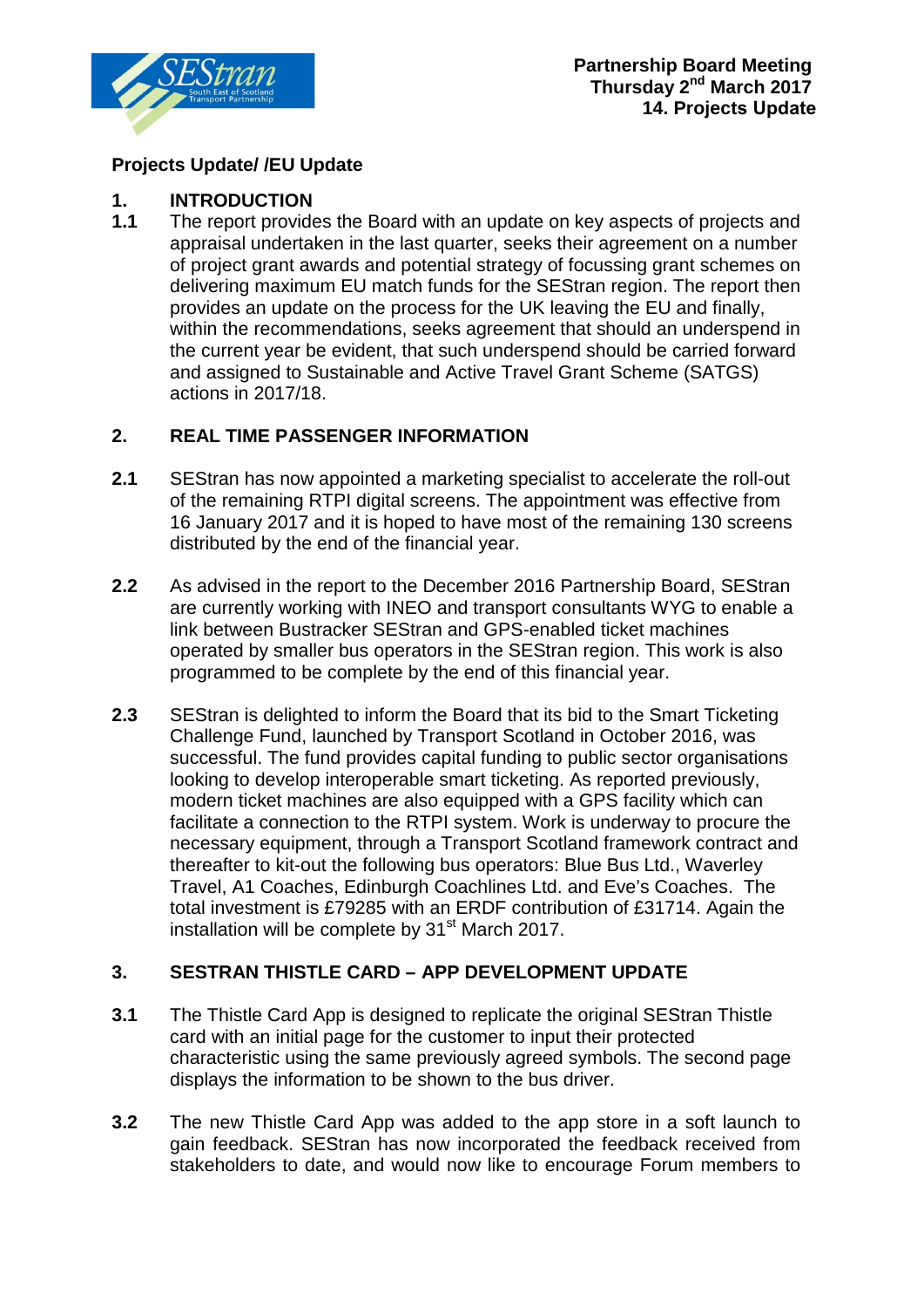Partnership Board Meeting
Thursday 2nd March 2017
14. Projects Update

**Projects Update/ /EU Update**

## 1. INTRODUCTION

**1.1** The report provides the Board with an update on key aspects of projects and appraisal undertaken in the last quarter, seeks their agreement on a number of project grant awards and potential strategy of focussing grant schemes on delivering maximum EU match funds for the SEStran region. The report then provides an update on the process for the UK leaving the EU and finally, within the recommendations, seeks agreement that should an underspend in the current year be evident, that such underspend should be carried forward and assigned to Sustainable and Active Travel Grant Scheme (SATGS) actions in 2017/18.

## 2. REAL TIME PASSENGER INFORMATION

**2.1** SEStran has now appointed a marketing specialist to accelerate the roll-out of the remaining RTPI digital screens. The appointment was effective from 16 January 2017 and it is hoped to have most of the remaining 130 screens distributed by the end of the financial year.

**2.2** As advised in the report to the December 2016 Partnership Board, SEStran are currently working with INEO and transport consultants WYG to enable a link between Bustracker SEStran and GPS-enabled ticket machines operated by smaller bus operators in the SEStran region. This work is also programmed to be complete by the end of this financial year.

**2.3** SEStran is delighted to inform the Board that its bid to the Smart Ticketing Challenge Fund, launched by Transport Scotland in October 2016, was successful. The fund provides capital funding to public sector organisations looking to develop interoperable smart ticketing. As reported previously, modern ticket machines are also equipped with a GPS facility which can facilitate a connection to the RTPI system. Work is underway to procure the necessary equipment, through a Transport Scotland framework contract and thereafter to kit-out the following bus operators: Blue Bus Ltd., Waverley Travel, A1 Coaches, Edinburgh Coachlines Ltd. and Eve's Coaches. The total investment is £79285 with an ERDF contribution of £31714. Again the installation will be complete by 31st March 2017.

## 3. SESTRAN THISTLE CARD – APP DEVELOPMENT UPDATE

**3.1** The Thistle Card App is designed to replicate the original SEStran Thistle card with an initial page for the customer to input their protected characteristic using the same previously agreed symbols. The second page displays the information to be shown to the bus driver.

**3.2** The new Thistle Card App was added to the app store in a soft launch to gain feedback. SEStran has now incorporated the feedback received from stakeholders to date, and would now like to encourage Forum members to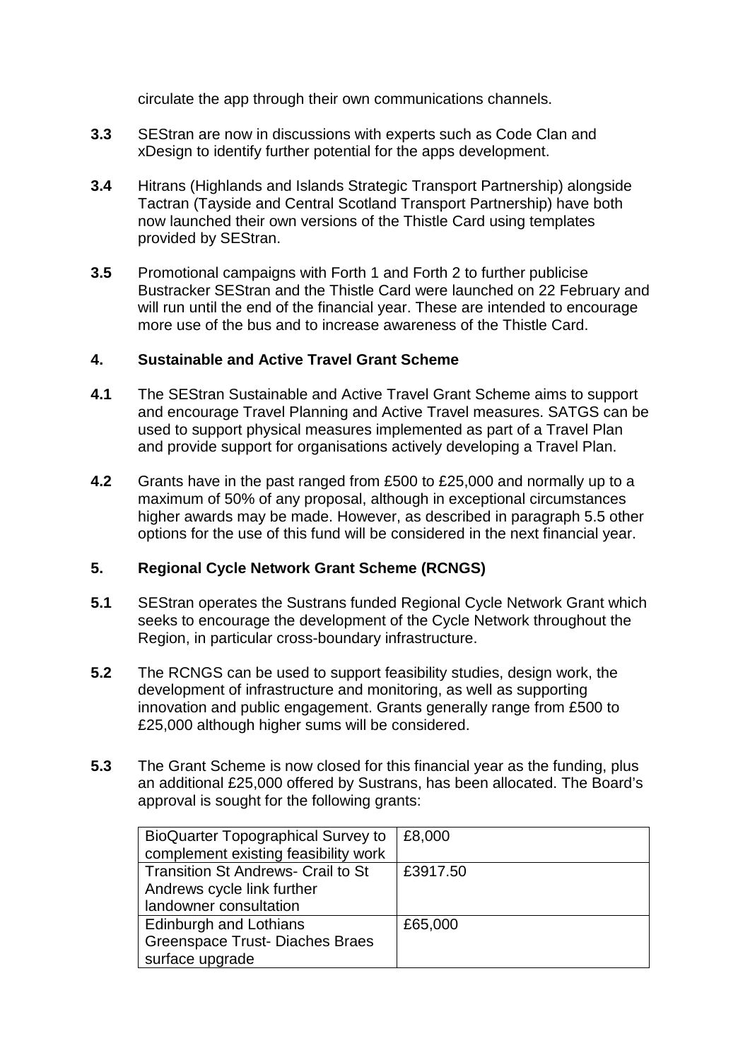circulate the app through their own communications channels.

**3.3** SEStran are now in discussions with experts such as Code Clan and xDesign to identify further potential for the apps development.

**3.4** Hitrans (Highlands and Islands Strategic Transport Partnership) alongside Tactran (Tayside and Central Scotland Transport Partnership) have both now launched their own versions of the Thistle Card using templates provided by SEStran.

**3.5** Promotional campaigns with Forth 1 and Forth 2 to further publicise Bustracker SEStran and the Thistle Card were launched on 22 February and will run until the end of the financial year. These are intended to encourage more use of the bus and to increase awareness of the Thistle Card.

## 4. Sustainable and Active Travel Grant Scheme

**4.1** The SEStran Sustainable and Active Travel Grant Scheme aims to support and encourage Travel Planning and Active Travel measures. SATGS can be used to support physical measures implemented as part of a Travel Plan and provide support for organisations actively developing a Travel Plan.

**4.2** Grants have in the past ranged from £500 to £25,000 and normally up to a maximum of 50% of any proposal, although in exceptional circumstances higher awards may be made. However, as described in paragraph 5.5 other options for the use of this fund will be considered in the next financial year.

## 5. Regional Cycle Network Grant Scheme (RCNGS)

**5.1** SEStran operates the Sustrans funded Regional Cycle Network Grant which seeks to encourage the development of the Cycle Network throughout the Region, in particular cross-boundary infrastructure.

**5.2** The RCNGS can be used to support feasibility studies, design work, the development of infrastructure and monitoring, as well as supporting innovation and public engagement. Grants generally range from £500 to £25,000 although higher sums will be considered.

**5.3** The Grant Scheme is now closed for this financial year as the funding, plus an additional £25,000 offered by Sustrans, has been allocated. The Board's approval is sought for the following grants:

| | |
|---|---|
| BioQuarter Topographical Survey to complement existing feasibility work | £8,000 |
| Transition St Andrews- Crail to St Andrews cycle link further landowner consultation | £3917.50 |
| Edinburgh and Lothians Greenspace Trust- Diaches Braes surface upgrade | £65,000 |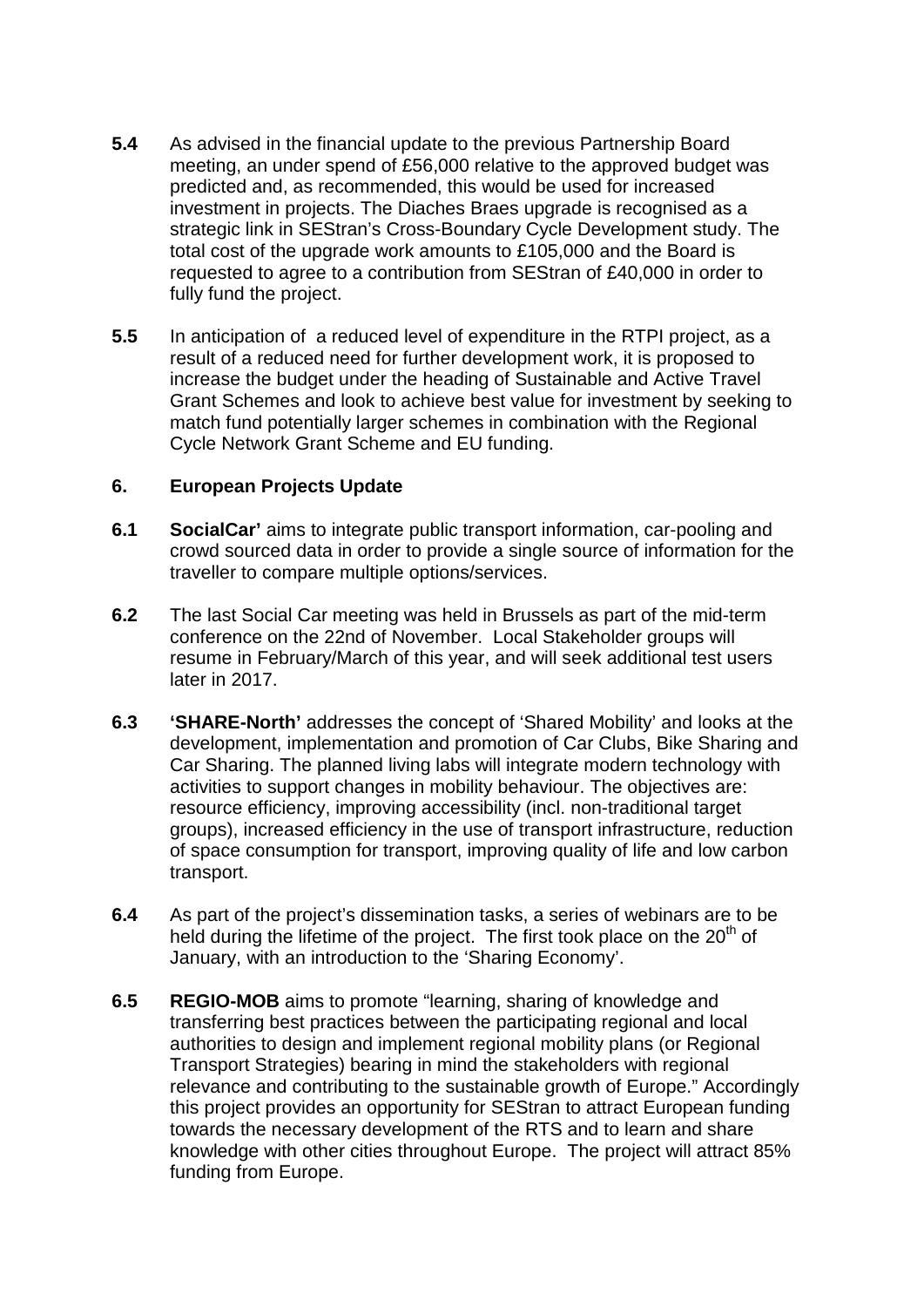**5.4** As advised in the financial update to the previous Partnership Board meeting, an under spend of £56,000 relative to the approved budget was predicted and, as recommended, this would be used for increased investment in projects. The Diaches Braes upgrade is recognised as a strategic link in SEStran's Cross-Boundary Cycle Development study. The total cost of the upgrade work amounts to £105,000 and the Board is requested to agree to a contribution from SEStran of £40,000 in order to fully fund the project.

**5.5** In anticipation of a reduced level of expenditure in the RTPI project, as a result of a reduced need for further development work, it is proposed to increase the budget under the heading of Sustainable and Active Travel Grant Schemes and look to achieve best value for investment by seeking to match fund potentially larger schemes in combination with the Regional Cycle Network Grant Scheme and EU funding.

## 6. European Projects Update

**6.1** **SocialCar'** aims to integrate public transport information, car-pooling and crowd sourced data in order to provide a single source of information for the traveller to compare multiple options/services.

**6.2** The last Social Car meeting was held in Brussels as part of the mid-term conference on the 22nd of November. Local Stakeholder groups will resume in February/March of this year, and will seek additional test users later in 2017.

**6.3** **'SHARE-North'** addresses the concept of 'Shared Mobility' and looks at the development, implementation and promotion of Car Clubs, Bike Sharing and Car Sharing. The planned living labs will integrate modern technology with activities to support changes in mobility behaviour. The objectives are: resource efficiency, improving accessibility (incl. non-traditional target groups), increased efficiency in the use of transport infrastructure, reduction of space consumption for transport, improving quality of life and low carbon transport.

**6.4** As part of the project's dissemination tasks, a series of webinars are to be held during the lifetime of the project. The first took place on the 20th of January, with an introduction to the 'Sharing Economy'.

**6.5** **REGIO-MOB** aims to promote "learning, sharing of knowledge and transferring best practices between the participating regional and local authorities to design and implement regional mobility plans (or Regional Transport Strategies) bearing in mind the stakeholders with regional relevance and contributing to the sustainable growth of Europe." Accordingly this project provides an opportunity for SEStran to attract European funding towards the necessary development of the RTS and to learn and share knowledge with other cities throughout Europe. The project will attract 85% funding from Europe.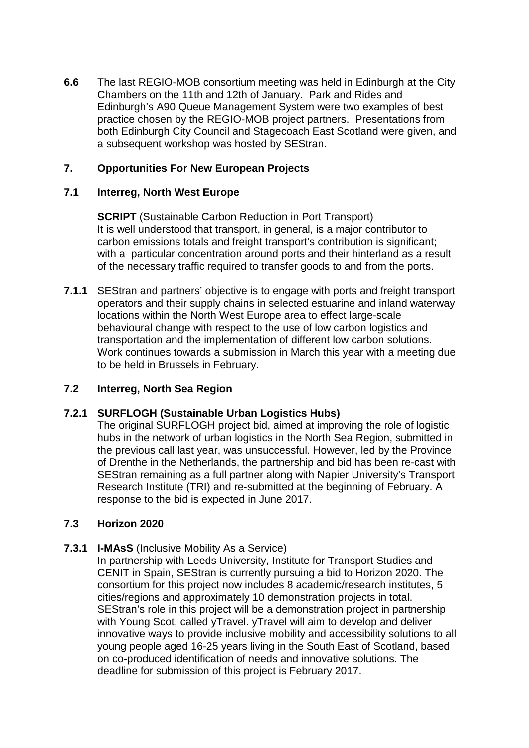**6.6** The last REGIO-MOB consortium meeting was held in Edinburgh at the City Chambers on the 11th and 12th of January. Park and Rides and Edinburgh's A90 Queue Management System were two examples of best practice chosen by the REGIO-MOB project partners. Presentations from both Edinburgh City Council and Stagecoach East Scotland were given, and a subsequent workshop was hosted by SEStran.

## 7. Opportunities For New European Projects

### 7.1 Interreg, North West Europe

**SCRIPT** (Sustainable Carbon Reduction in Port Transport)
It is well understood that transport, in general, is a major contributor to carbon emissions totals and freight transport's contribution is significant; with a particular concentration around ports and their hinterland as a result of the necessary traffic required to transfer goods to and from the ports.

**7.1.1** SEStran and partners' objective is to engage with ports and freight transport operators and their supply chains in selected estuarine and inland waterway locations within the North West Europe area to effect large-scale behavioural change with respect to the use of low carbon logistics and transportation and the implementation of different low carbon solutions. Work continues towards a submission in March this year with a meeting due to be held in Brussels in February.

### 7.2 Interreg, North Sea Region

**7.2.1 SURFLOGH (Sustainable Urban Logistics Hubs)**
The original SURFLOGH project bid, aimed at improving the role of logistic hubs in the network of urban logistics in the North Sea Region, submitted in the previous call last year, was unsuccessful. However, led by the Province of Drenthe in the Netherlands, the partnership and bid has been re-cast with SEStran remaining as a full partner along with Napier University's Transport Research Institute (TRI) and re-submitted at the beginning of February. A response to the bid is expected in June 2017.

### 7.3 Horizon 2020

**7.3.1 I-MAsS** (Inclusive Mobility As a Service)
In partnership with Leeds University, Institute for Transport Studies and CENIT in Spain, SEStran is currently pursuing a bid to Horizon 2020. The consortium for this project now includes 8 academic/research institutes, 5 cities/regions and approximately 10 demonstration projects in total. SEStran's role in this project will be a demonstration project in partnership with Young Scot, called yTravel. yTravel will aim to develop and deliver innovative ways to provide inclusive mobility and accessibility solutions to all young people aged 16-25 years living in the South East of Scotland, based on co-produced identification of needs and innovative solutions. The deadline for submission of this project is February 2017.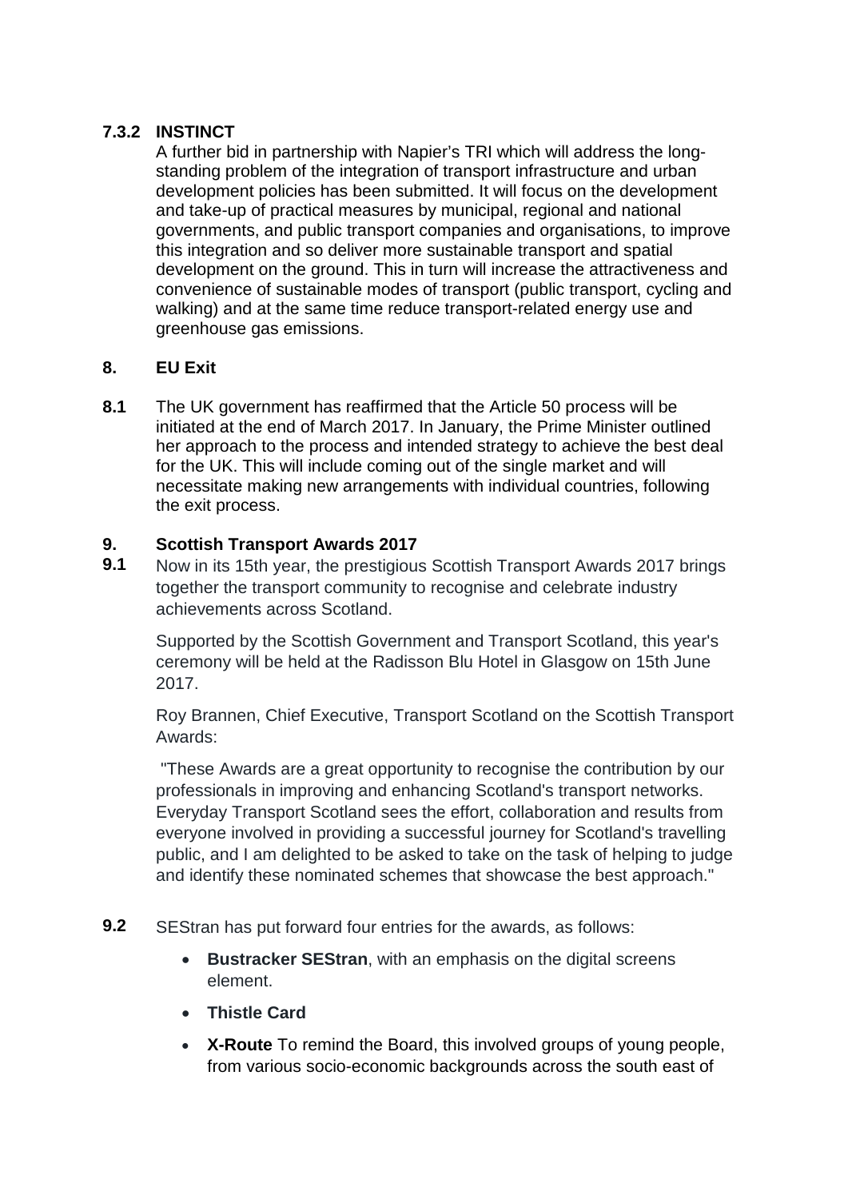### 7.3.2 INSTINCT

A further bid in partnership with Napier's TRI which will address the long-standing problem of the integration of transport infrastructure and urban development policies has been submitted. It will focus on the development and take-up of practical measures by municipal, regional and national governments, and public transport companies and organisations, to improve this integration and so deliver more sustainable transport and spatial development on the ground. This in turn will increase the attractiveness and convenience of sustainable modes of transport (public transport, cycling and walking) and at the same time reduce transport-related energy use and greenhouse gas emissions.

## 8. EU Exit

**8.1** The UK government has reaffirmed that the Article 50 process will be initiated at the end of March 2017. In January, the Prime Minister outlined her approach to the process and intended strategy to achieve the best deal for the UK. This will include coming out of the single market and will necessitate making new arrangements with individual countries, following the exit process.

## 9. Scottish Transport Awards 2017

**9.1** Now in its 15th year, the prestigious Scottish Transport Awards 2017 brings together the transport community to recognise and celebrate industry achievements across Scotland.

Supported by the Scottish Government and Transport Scotland, this year's ceremony will be held at the Radisson Blu Hotel in Glasgow on 15th June 2017.

Roy Brannen, Chief Executive, Transport Scotland on the Scottish Transport Awards:

"These Awards are a great opportunity to recognise the contribution by our professionals in improving and enhancing Scotland's transport networks. Everyday Transport Scotland sees the effort, collaboration and results from everyone involved in providing a successful journey for Scotland's travelling public, and I am delighted to be asked to take on the task of helping to judge and identify these nominated schemes that showcase the best approach."

**9.2** SEStran has put forward four entries for the awards, as follows:

- **Bustracker SEStran**, with an emphasis on the digital screens element.
- **Thistle Card**
- **X-Route** To remind the Board, this involved groups of young people, from various socio-economic backgrounds across the south east of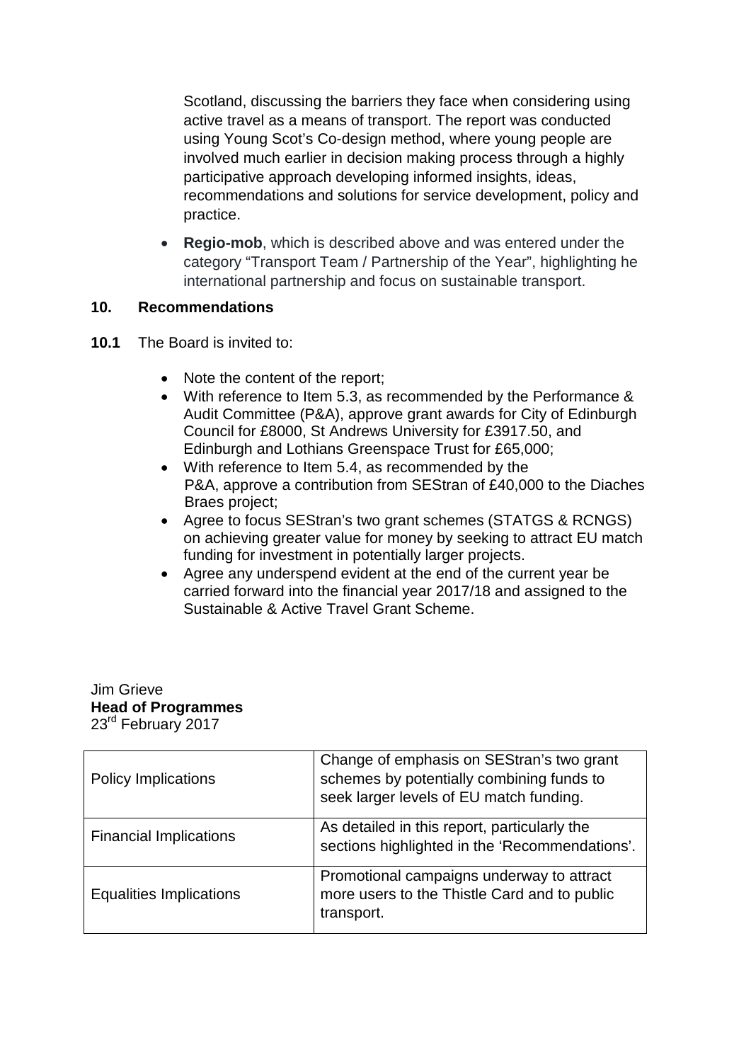Scotland, discussing the barriers they face when considering using active travel as a means of transport. The report was conducted using Young Scot's Co-design method, where young people are involved much earlier in decision making process through a highly participative approach developing informed insights, ideas, recommendations and solutions for service development, policy and practice.

- **Regio-mob**, which is described above and was entered under the category "Transport Team / Partnership of the Year", highlighting he international partnership and focus on sustainable transport.

## 10. Recommendations

**10.1** The Board is invited to:

- Note the content of the report;
- With reference to Item 5.3, as recommended by the Performance & Audit Committee (P&A), approve grant awards for City of Edinburgh Council for £8000, St Andrews University for £3917.50, and Edinburgh and Lothians Greenspace Trust for £65,000;
- With reference to Item 5.4, as recommended by the P&A, approve a contribution from SEStran of £40,000 to the Diaches Braes project;
- Agree to focus SEStran's two grant schemes (STATGS & RCNGS) on achieving greater value for money by seeking to attract EU match funding for investment in potentially larger projects.
- Agree any underspend evident at the end of the current year be carried forward into the financial year 2017/18 and assigned to the Sustainable & Active Travel Grant Scheme.

Jim Grieve
**Head of Programmes**
23rd February 2017

| | |
|---|---|
| Policy Implications | Change of emphasis on SEStran's two grant schemes by potentially combining funds to seek larger levels of EU match funding. |
| Financial Implications | As detailed in this report, particularly the sections highlighted in the 'Recommendations'. |
| Equalities Implications | Promotional campaigns underway to attract more users to the Thistle Card and to public transport. |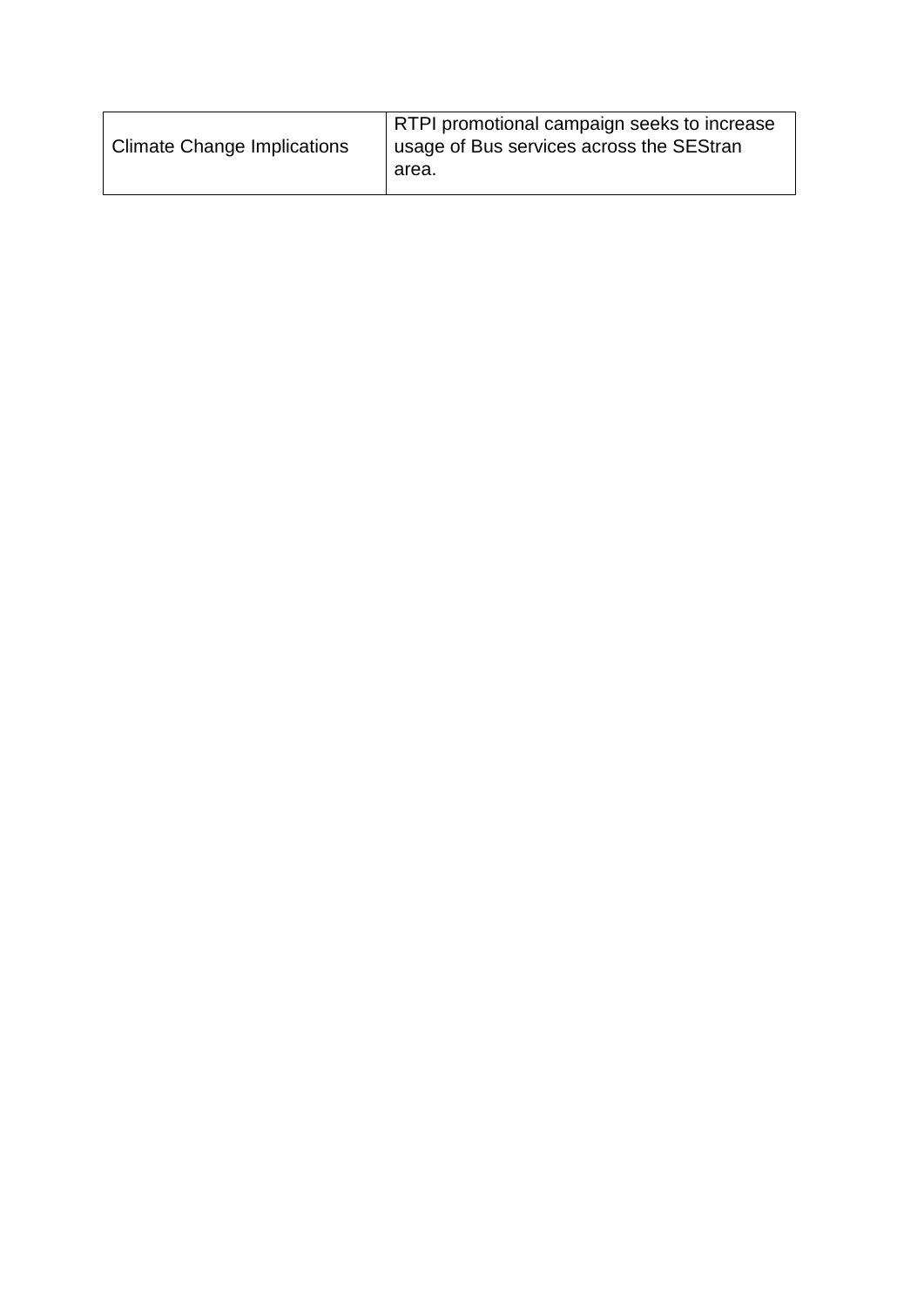| | |
|---|---|
| Climate Change Implications | RTPI promotional campaign seeks to increase usage of Bus services across the SEStran area. |